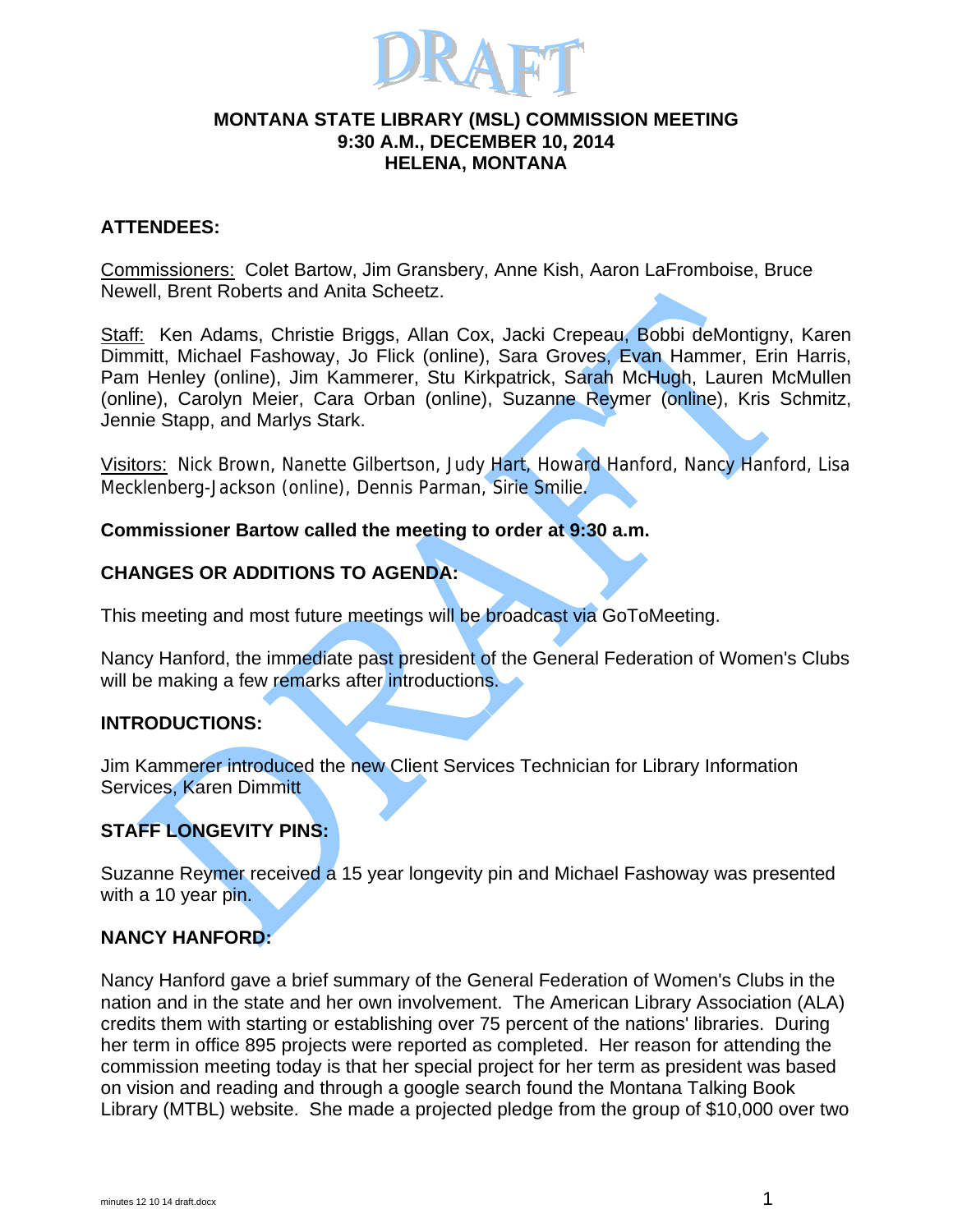DRAFT

**MONTANA STATE LIBRARY (MSL) COMMISSION MEETING**
**9:30 A.M., DECEMBER 10, 2014**
**HELENA, MONTANA**

## ATTENDEES:

Commissioners: Colet Bartow, Jim Gransbery, Anne Kish, Aaron LaFromboise, Bruce Newell, Brent Roberts and Anita Scheetz.

Staff: Ken Adams, Christie Briggs, Allan Cox, Jacki Crepeau, Bobbi deMontigny, Karen Dimmitt, Michael Fashoway, Jo Flick (online), Sara Groves, Evan Hammer, Erin Harris, Pam Henley (online), Jim Kammerer, Stu Kirkpatrick, Sarah McHugh, Lauren McMullen (online), Carolyn Meier, Cara Orban (online), Suzanne Reymer (online), Kris Schmitz, Jennie Stapp, and Marlys Stark.

Visitors: Nick Brown, Nanette Gilbertson, Judy Hart, Howard Hanford, Nancy Hanford, Lisa Mecklenberg-Jackson (online), Dennis Parman, Sirie Smilie.

**Commissioner Bartow called the meeting to order at 9:30 a.m.**

## CHANGES OR ADDITIONS TO AGENDA:

This meeting and most future meetings will be broadcast via GoToMeeting.

Nancy Hanford, the immediate past president of the General Federation of Women's Clubs will be making a few remarks after introductions.

## INTRODUCTIONS:

Jim Kammerer introduced the new Client Services Technician for Library Information Services, Karen Dimmitt

## STAFF LONGEVITY PINS:

Suzanne Reymer received a 15 year longevity pin and Michael Fashoway was presented with a 10 year pin.

## NANCY HANFORD:

Nancy Hanford gave a brief summary of the General Federation of Women's Clubs in the nation and in the state and her own involvement. The American Library Association (ALA) credits them with starting or establishing over 75 percent of the nations' libraries. During her term in office 895 projects were reported as completed. Her reason for attending the commission meeting today is that her special project for her term as president was based on vision and reading and through a google search found the Montana Talking Book Library (MTBL) website. She made a projected pledge from the group of $10,000 over two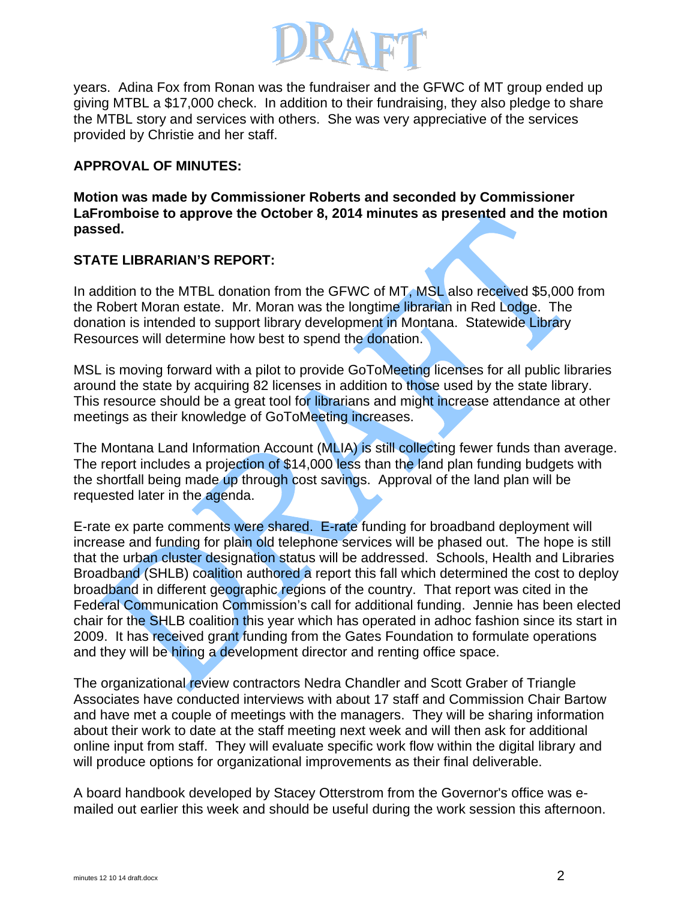years. Adina Fox from Ronan was the fundraiser and the GFWC of MT group ended up giving MTBL a $17,000 check. In addition to their fundraising, they also pledge to share the MTBL story and services with others. She was very appreciative of the services provided by Christie and her staff.

**APPROVAL OF MINUTES:**

**Motion was made by Commissioner Roberts and seconded by Commissioner LaFromboise to approve the October 8, 2014 minutes as presented and the motion passed.**

**STATE LIBRARIAN'S REPORT:**

In addition to the MTBL donation from the GFWC of MT, MSL also received $5,000 from the Robert Moran estate. Mr. Moran was the longtime librarian in Red Lodge. The donation is intended to support library development in Montana. Statewide Library Resources will determine how best to spend the donation.

MSL is moving forward with a pilot to provide GoToMeeting licenses for all public libraries around the state by acquiring 82 licenses in addition to those used by the state library. This resource should be a great tool for librarians and might increase attendance at other meetings as their knowledge of GoToMeeting increases.

The Montana Land Information Account (MLIA) is still collecting fewer funds than average. The report includes a projection of $14,000 less than the land plan funding budgets with the shortfall being made up through cost savings. Approval of the land plan will be requested later in the agenda.

E-rate ex parte comments were shared. E-rate funding for broadband deployment will increase and funding for plain old telephone services will be phased out. The hope is still that the urban cluster designation status will be addressed. Schools, Health and Libraries Broadband (SHLB) coalition authored a report this fall which determined the cost to deploy broadband in different geographic regions of the country. That report was cited in the Federal Communication Commission's call for additional funding. Jennie has been elected chair for the SHLB coalition this year which has operated in adhoc fashion since its start in 2009. It has received grant funding from the Gates Foundation to formulate operations and they will be hiring a development director and renting office space.

The organizational review contractors Nedra Chandler and Scott Graber of Triangle Associates have conducted interviews with about 17 staff and Commission Chair Bartow and have met a couple of meetings with the managers. They will be sharing information about their work to date at the staff meeting next week and will then ask for additional online input from staff. They will evaluate specific work flow within the digital library and will produce options for organizational improvements as their final deliverable.

A board handbook developed by Stacey Otterstrom from the Governor's office was e-mailed out earlier this week and should be useful during the work session this afternoon.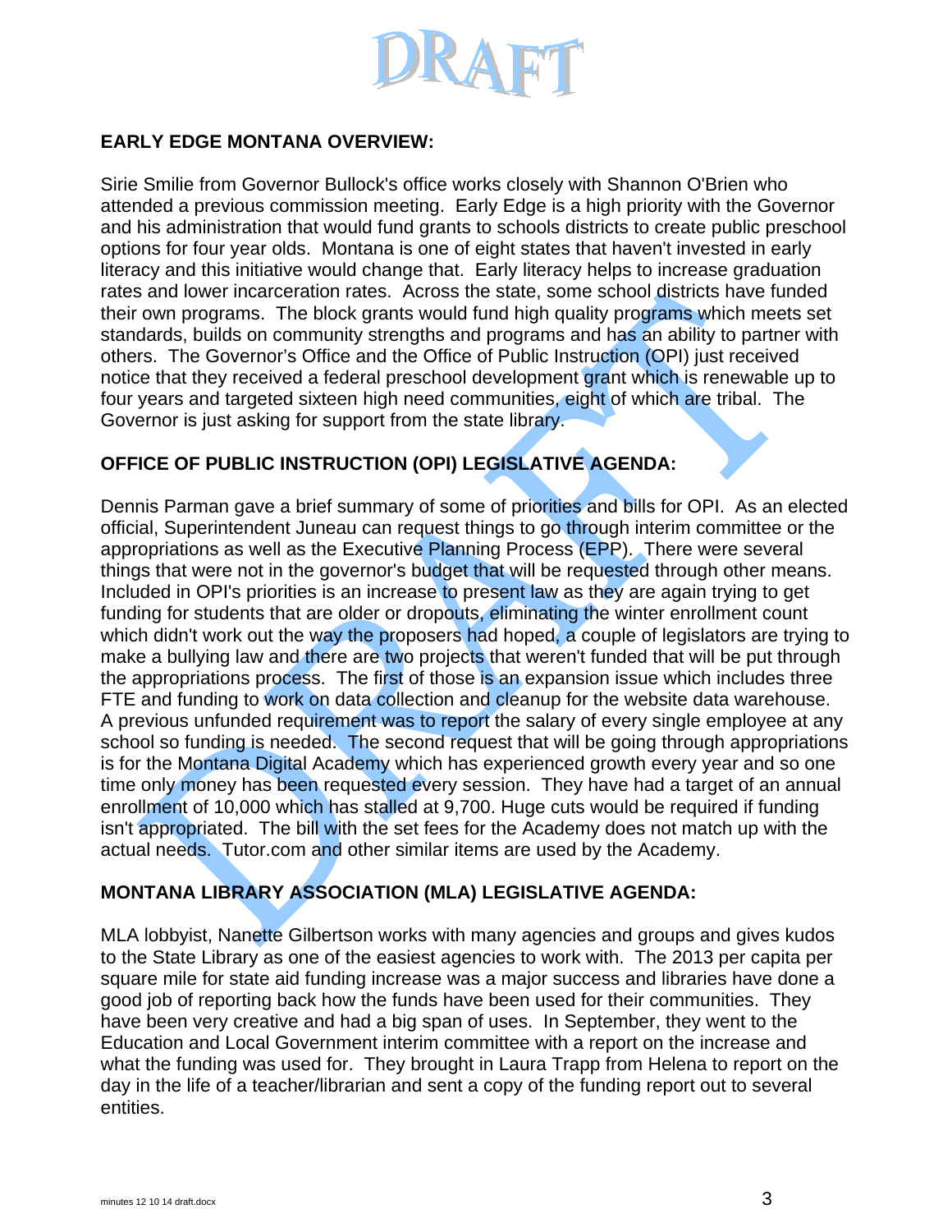## EARLY EDGE MONTANA OVERVIEW:

Sirie Smilie from Governor Bullock's office works closely with Shannon O'Brien who attended a previous commission meeting. Early Edge is a high priority with the Governor and his administration that would fund grants to schools districts to create public preschool options for four year olds. Montana is one of eight states that haven't invested in early literacy and this initiative would change that. Early literacy helps to increase graduation rates and lower incarceration rates. Across the state, some school districts have funded their own programs. The block grants would fund high quality programs which meets set standards, builds on community strengths and programs and has an ability to partner with others. The Governor's Office and the Office of Public Instruction (OPI) just received notice that they received a federal preschool development grant which is renewable up to four years and targeted sixteen high need communities, eight of which are tribal. The Governor is just asking for support from the state library.

## OFFICE OF PUBLIC INSTRUCTION (OPI) LEGISLATIVE AGENDA:

Dennis Parman gave a brief summary of some of priorities and bills for OPI. As an elected official, Superintendent Juneau can request things to go through interim committee or the appropriations as well as the Executive Planning Process (EPP). There were several things that were not in the governor's budget that will be requested through other means. Included in OPI's priorities is an increase to present law as they are again trying to get funding for students that are older or dropouts, eliminating the winter enrollment count which didn't work out the way the proposers had hoped, a couple of legislators are trying to make a bullying law and there are two projects that weren't funded that will be put through the appropriations process. The first of those is an expansion issue which includes three FTE and funding to work on data collection and cleanup for the website data warehouse. A previous unfunded requirement was to report the salary of every single employee at any school so funding is needed. The second request that will be going through appropriations is for the Montana Digital Academy which has experienced growth every year and so one time only money has been requested every session. They have had a target of an annual enrollment of 10,000 which has stalled at 9,700. Huge cuts would be required if funding isn't appropriated. The bill with the set fees for the Academy does not match up with the actual needs. Tutor.com and other similar items are used by the Academy.

## MONTANA LIBRARY ASSOCIATION (MLA) LEGISLATIVE AGENDA:

MLA lobbyist, Nanette Gilbertson works with many agencies and groups and gives kudos to the State Library as one of the easiest agencies to work with. The 2013 per capita per square mile for state aid funding increase was a major success and libraries have done a good job of reporting back how the funds have been used for their communities. They have been very creative and had a big span of uses. In September, they went to the Education and Local Government interim committee with a report on the increase and what the funding was used for. They brought in Laura Trapp from Helena to report on the day in the life of a teacher/librarian and sent a copy of the funding report out to several entities.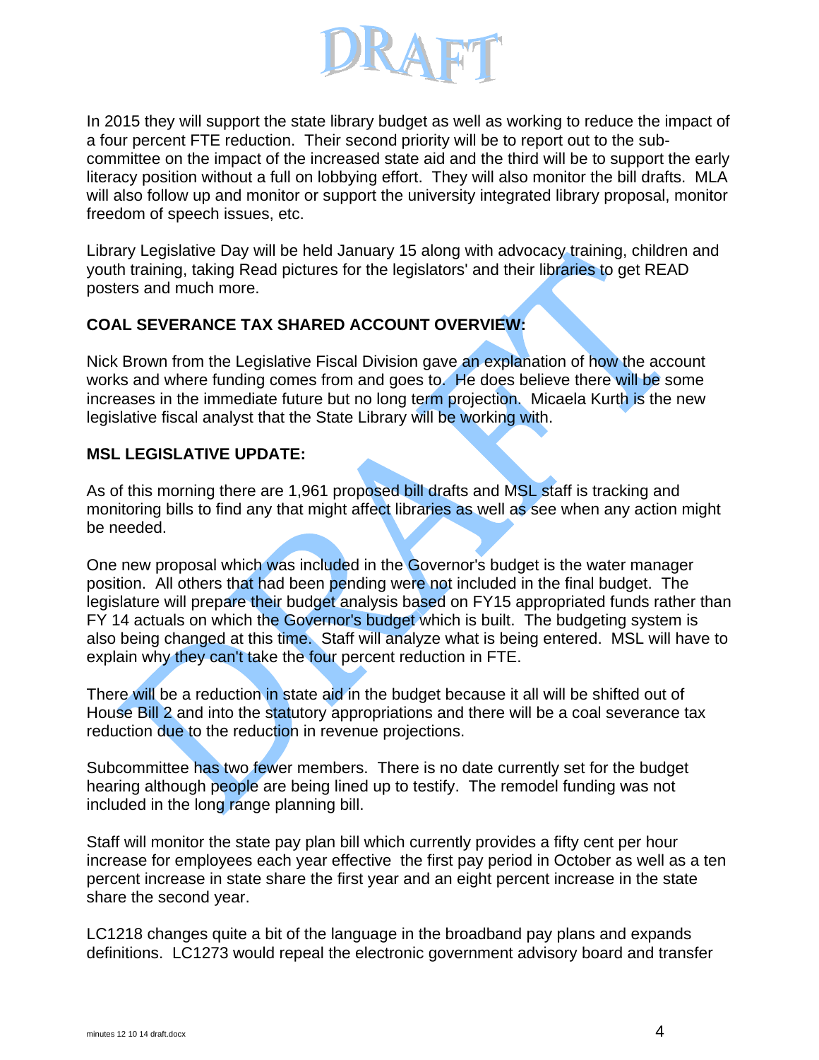In 2015 they will support the state library budget as well as working to reduce the impact of a four percent FTE reduction. Their second priority will be to report out to the sub-committee on the impact of the increased state aid and the third will be to support the early literacy position without a full on lobbying effort. They will also monitor the bill drafts. MLA will also follow up and monitor or support the university integrated library proposal, monitor freedom of speech issues, etc.

Library Legislative Day will be held January 15 along with advocacy training, children and youth training, taking Read pictures for the legislators' and their libraries to get READ posters and much more.

**COAL SEVERANCE TAX SHARED ACCOUNT OVERVIEW:**

Nick Brown from the Legislative Fiscal Division gave an explanation of how the account works and where funding comes from and goes to. He does believe there will be some increases in the immediate future but no long term projection. Micaela Kurth is the new legislative fiscal analyst that the State Library will be working with.

**MSL LEGISLATIVE UPDATE:**

As of this morning there are 1,961 proposed bill drafts and MSL staff is tracking and monitoring bills to find any that might affect libraries as well as see when any action might be needed.

One new proposal which was included in the Governor's budget is the water manager position. All others that had been pending were not included in the final budget. The legislature will prepare their budget analysis based on FY15 appropriated funds rather than FY 14 actuals on which the Governor's budget which is built. The budgeting system is also being changed at this time. Staff will analyze what is being entered. MSL will have to explain why they can't take the four percent reduction in FTE.

There will be a reduction in state aid in the budget because it all will be shifted out of House Bill 2 and into the statutory appropriations and there will be a coal severance tax reduction due to the reduction in revenue projections.

Subcommittee has two fewer members. There is no date currently set for the budget hearing although people are being lined up to testify. The remodel funding was not included in the long range planning bill.

Staff will monitor the state pay plan bill which currently provides a fifty cent per hour increase for employees each year effective the first pay period in October as well as a ten percent increase in state share the first year and an eight percent increase in the state share the second year.

LC1218 changes quite a bit of the language in the broadband pay plans and expands definitions. LC1273 would repeal the electronic government advisory board and transfer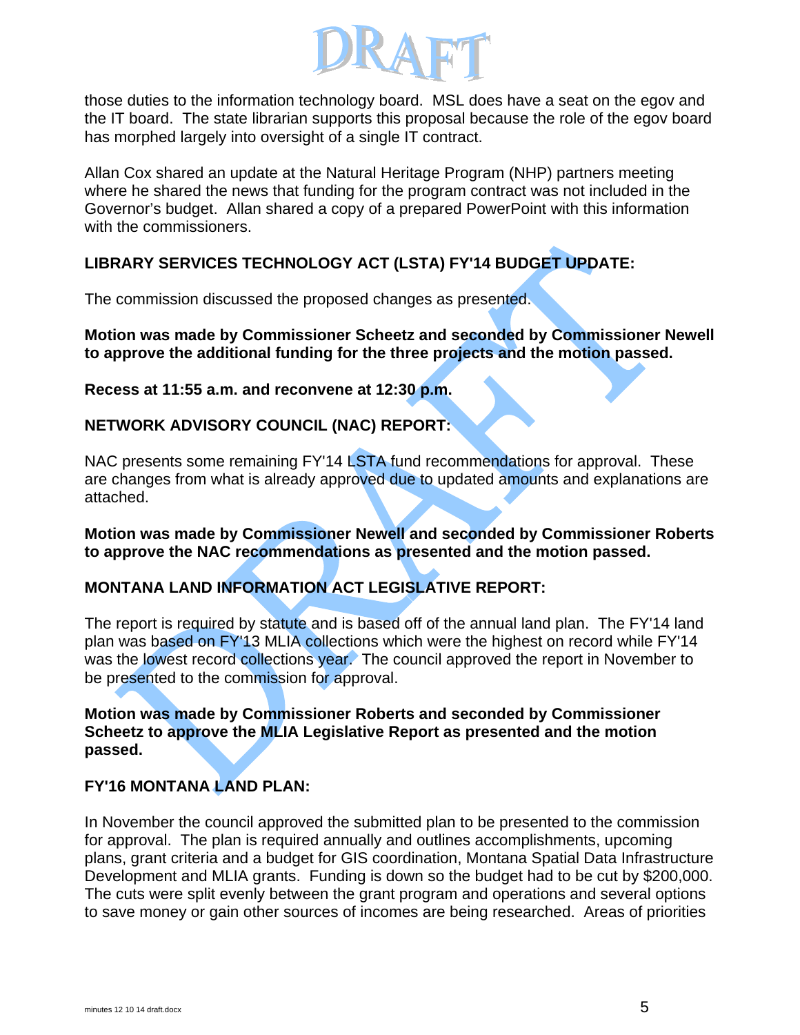those duties to the information technology board. MSL does have a seat on the egov and the IT board. The state librarian supports this proposal because the role of the egov board has morphed largely into oversight of a single IT contract.

Allan Cox shared an update at the Natural Heritage Program (NHP) partners meeting where he shared the news that funding for the program contract was not included in the Governor's budget. Allan shared a copy of a prepared PowerPoint with this information with the commissioners.

**LIBRARY SERVICES TECHNOLOGY ACT (LSTA) FY'14 BUDGET UPDATE:**

The commission discussed the proposed changes as presented.

**Motion was made by Commissioner Scheetz and seconded by Commissioner Newell to approve the additional funding for the three projects and the motion passed.**

**Recess at 11:55 a.m. and reconvene at 12:30 p.m.**

**NETWORK ADVISORY COUNCIL (NAC) REPORT:**

NAC presents some remaining FY'14 LSTA fund recommendations for approval. These are changes from what is already approved due to updated amounts and explanations are attached.

**Motion was made by Commissioner Newell and seconded by Commissioner Roberts to approve the NAC recommendations as presented and the motion passed.**

**MONTANA LAND INFORMATION ACT LEGISLATIVE REPORT:**

The report is required by statute and is based off of the annual land plan. The FY'14 land plan was based on FY'13 MLIA collections which were the highest on record while FY'14 was the lowest record collections year. The council approved the report in November to be presented to the commission for approval.

**Motion was made by Commissioner Roberts and seconded by Commissioner Scheetz to approve the MLIA Legislative Report as presented and the motion passed.**

**FY'16 MONTANA LAND PLAN:**

In November the council approved the submitted plan to be presented to the commission for approval. The plan is required annually and outlines accomplishments, upcoming plans, grant criteria and a budget for GIS coordination, Montana Spatial Data Infrastructure Development and MLIA grants. Funding is down so the budget had to be cut by $200,000. The cuts were split evenly between the grant program and operations and several options to save money or gain other sources of incomes are being researched. Areas of priorities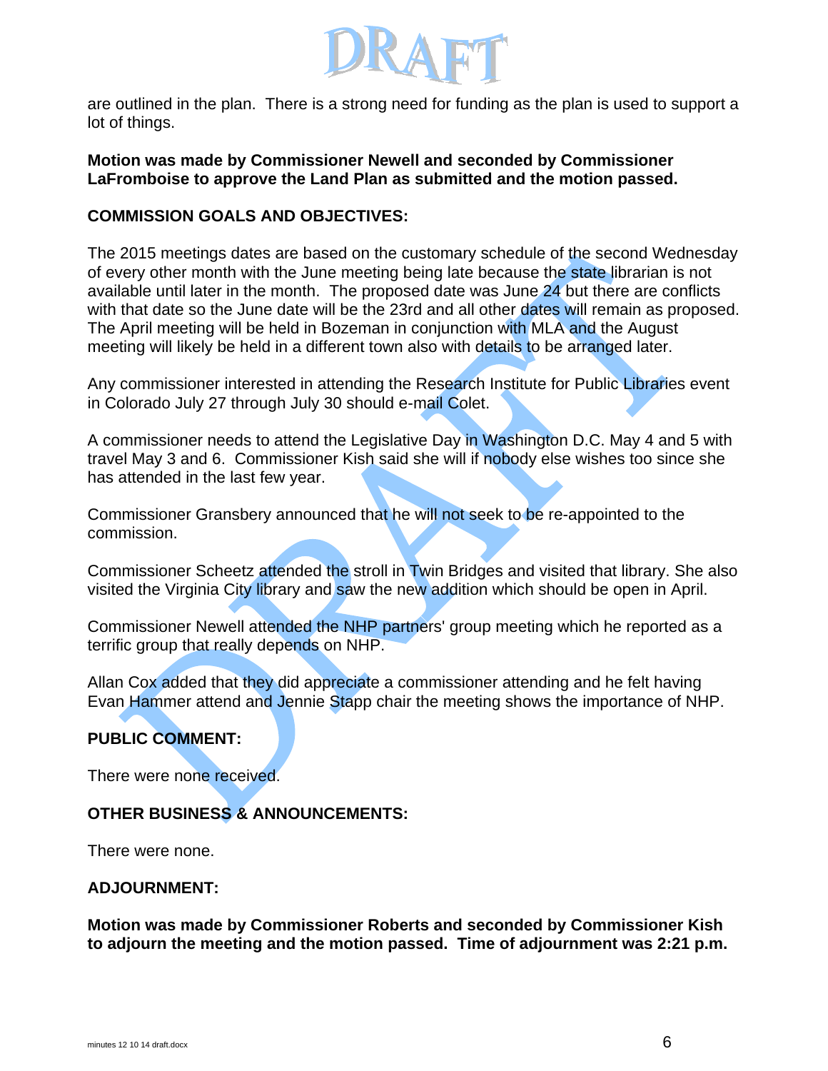are outlined in the plan. There is a strong need for funding as the plan is used to support a lot of things.

**Motion was made by Commissioner Newell and seconded by Commissioner LaFromboise to approve the Land Plan as submitted and the motion passed.**

**COMMISSION GOALS AND OBJECTIVES:**

The 2015 meetings dates are based on the customary schedule of the second Wednesday of every other month with the June meeting being late because the state librarian is not available until later in the month. The proposed date was June 24 but there are conflicts with that date so the June date will be the 23rd and all other dates will remain as proposed. The April meeting will be held in Bozeman in conjunction with MLA and the August meeting will likely be held in a different town also with details to be arranged later.

Any commissioner interested in attending the Research Institute for Public Libraries event in Colorado July 27 through July 30 should e-mail Colet.

A commissioner needs to attend the Legislative Day in Washington D.C. May 4 and 5 with travel May 3 and 6. Commissioner Kish said she will if nobody else wishes too since she has attended in the last few year.

Commissioner Gransbery announced that he will not seek to be re-appointed to the commission.

Commissioner Scheetz attended the stroll in Twin Bridges and visited that library. She also visited the Virginia City library and saw the new addition which should be open in April.

Commissioner Newell attended the NHP partners' group meeting which he reported as a terrific group that really depends on NHP.

Allan Cox added that they did appreciate a commissioner attending and he felt having Evan Hammer attend and Jennie Stapp chair the meeting shows the importance of NHP.

**PUBLIC COMMENT:**

There were none received.

**OTHER BUSINESS & ANNOUNCEMENTS:**

There were none.

**ADJOURNMENT:**

**Motion was made by Commissioner Roberts and seconded by Commissioner Kish to adjourn the meeting and the motion passed. Time of adjournment was 2:21 p.m.**